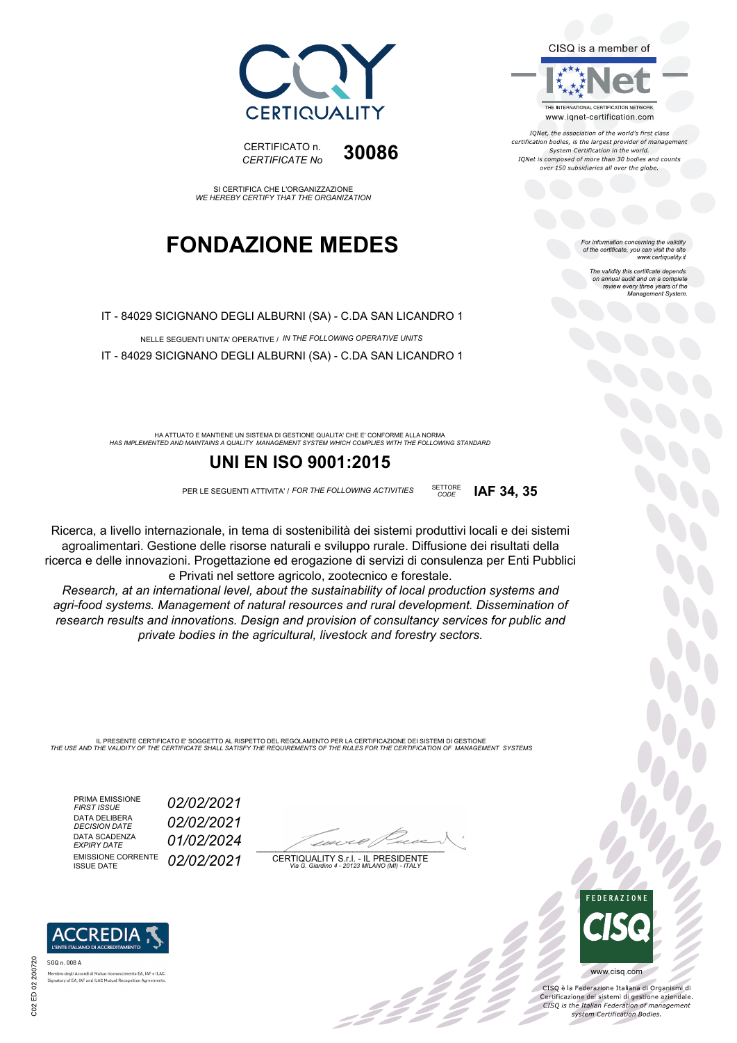CQY CERTIQUALITY

CERTIFICATO n.
*CERTIFICATE No* **30086**

SI CERTIFICA CHE L'ORGANIZZAZIONE
*WE HEREBY CERTIFY THAT THE ORGANIZATION*

# FONDAZIONE MEDES

IT - 84029 SICIGNANO DEGLI ALBURNI (SA) - C.DA SAN LICANDRO 1

NELLE SEGUENTI UNITA' OPERATIVE / *IN THE FOLLOWING OPERATIVE UNITS*

IT - 84029 SICIGNANO DEGLI ALBURNI (SA) - C.DA SAN LICANDRO 1

HA ATTUATO E MANTIENE UN SISTEMA DI GESTIONE QUALITA' CHE E' CONFORME ALLA NORMA
*HAS IMPLEMENTED AND MAINTAINS A QUALITY MANAGEMENT SYSTEM WHICH COMPLIES WITH THE FOLLOWING STANDARD*

## UNI EN ISO 9001:2015

PER LE SEGUENTI ATTIVITA' / *FOR THE FOLLOWING ACTIVITIES* SETTORE *CODE* **IAF 34, 35**

Ricerca, a livello internazionale, in tema di sostenibilità dei sistemi produttivi locali e dei sistemi agroalimentari. Gestione delle risorse naturali e sviluppo rurale. Diffusione dei risultati della ricerca e delle innovazioni. Progettazione ed erogazione di servizi di consulenza per Enti Pubblici e Privati nel settore agricolo, zootecnico e forestale.

*Research, at an international level, about the sustainability of local production systems and agri-food systems. Management of natural resources and rural development. Dissemination of research results and innovations. Design and provision of consultancy services for public and private bodies in the agricultural, livestock and forestry sectors.*

IL PRESENTE CERTIFICATO E' SOGGETTO AL RISPETTO DEL REGOLAMENTO PER LA CERTIFICAZIONE DEI SISTEMI DI GESTIONE
*THE USE AND THE VALIDITY OF THE CERTIFICATE SHALL SATISFY THE REQUIREMENTS OF THE RULES FOR THE CERTIFICATION OF MANAGEMENT SYSTEMS*

| | |
|---|---|
| PRIMA EMISSIONE *FIRST ISSUE* | *02/02/2021* |
| DATA DELIBERA *DECISION DATE* | *02/02/2021* |
| DATA SCADENZA *EXPIRY DATE* | *01/02/2024* |
| EMISSIONE CORRENTE ISSUE DATE | *02/02/2021* |

CERTIQUALITY S.r.l. - IL PRESIDENTE
*Via G. Giardino 4 - 20123 MILANO (MI) - ITALY*

CISQ is a member of IQNet
THE INTERNATIONAL CERTIFICATION NETWORK
www.iqnet-certification.com

*IQNet, the association of the world's first class certification bodies, is the largest provider of management System Certification in the world. IQNet is composed of more than 30 bodies and counts over 150 subsidiaries all over the globe.*

*For information concerning the validity of the certificate, you can visit the site www.certiquality.it*

*The validity this certificate depends on annual audit and on a complete review every three years of the Management System.*

ACCREDIA L'ENTE ITALIANO DI ACCREDITAMENTO
SGQ n. 008 A
Membro degli Accordi di Mutuo riconoscimento EA, IAF e ILAC
Signatory of EA, IAF and ILAC Mutual Recognition Agreements

FEDERAZIONE CISQ
www.cisq.com
CISQ è la Federazione Italiana di Organismi di Certificazione dei sistemi di gestione aziendale.
*CISQ is the Italian Federation of management system Certification Bodies.*

C02 ED 02 200720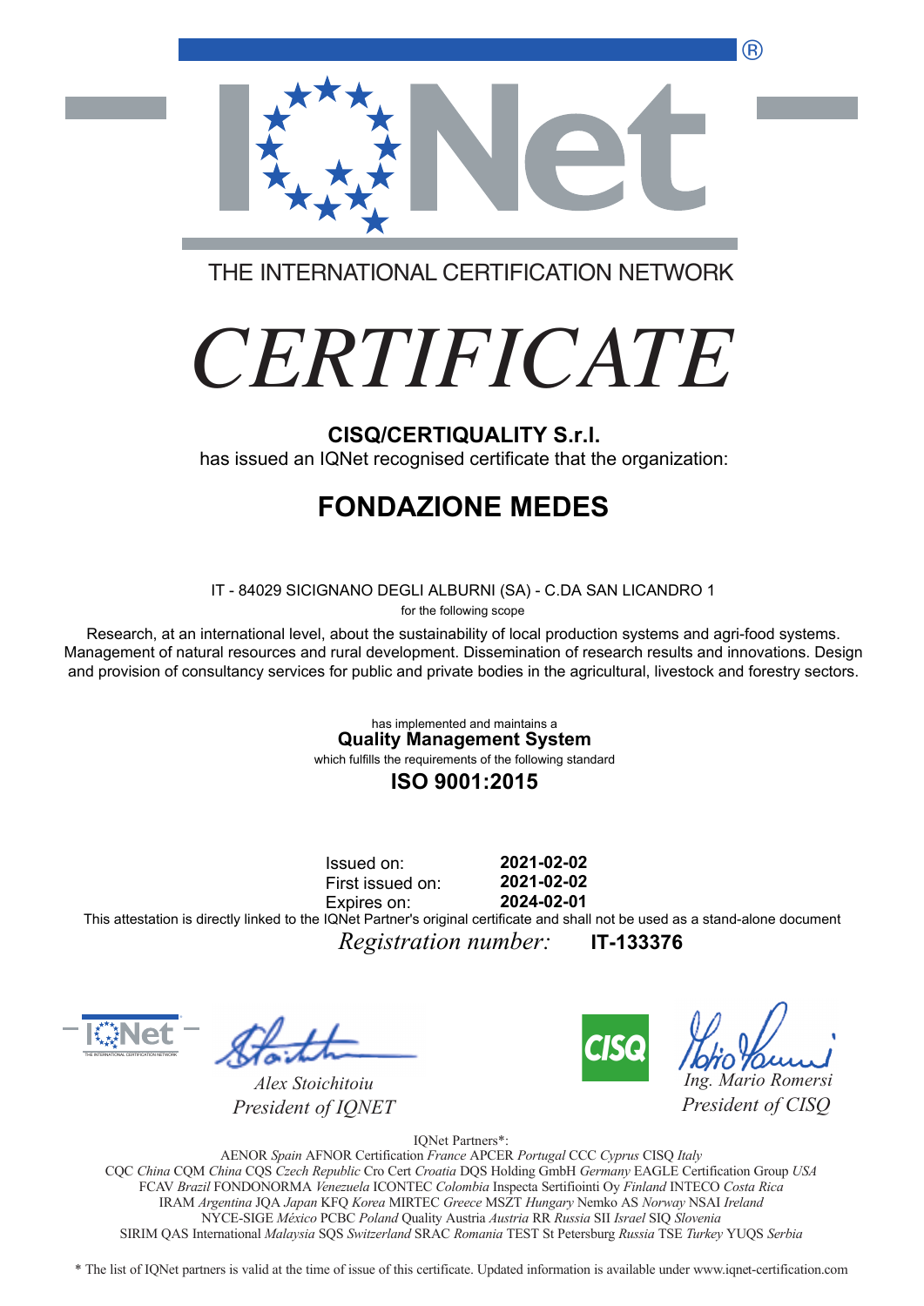THE INTERNATIONAL CERTIFICATION NETWORK

# *CERTIFICATE*

**CISQ/CERTIQUALITY S.r.l.**

has issued an IQNet recognised certificate that the organization:

## FONDAZIONE MEDES

IT - 84029 SICIGNANO DEGLI ALBURNI (SA) - C.DA SAN LICANDRO 1

for the following scope

Research, at an international level, about the sustainability of local production systems and agri-food systems. Management of natural resources and rural development. Dissemination of research results and innovations. Design and provision of consultancy services for public and private bodies in the agricultural, livestock and forestry sectors.

has implemented and maintains a

**Quality Management System**

which fulfills the requirements of the following standard

**ISO 9001:2015**

| | |
|---|---|
| Issued on: | **2021-02-02** |
| First issued on: | **2021-02-02** |
| Expires on: | **2024-02-01** |

This attestation is directly linked to the IQNet Partner's original certificate and shall not be used as a stand-alone document

*Registration number:* **IT-133376**

*Alex Stoichitoiu*
*President of IQNET*

*Ing. Mario Romersi*
*President of CISQ*

IQNet Partners*:

AENOR *Spain* AFNOR Certification *France* APCER *Portugal* CCC *Cyprus* CISQ *Italy*
CQC *China* CQM *China* CQS *Czech Republic* Cro Cert *Croatia* DQS Holding GmbH *Germany* EAGLE Certification Group *USA*
FCAV *Brazil* FONDONORMA *Venezuela* ICONTEC *Colombia* Inspecta Sertifiointi Oy *Finland* INTECO *Costa Rica*
IRAM *Argentina* JQA *Japan* KFQ *Korea* MIRTEC *Greece* MSZT *Hungary* Nemko AS *Norway* NSAI *Ireland*
NYCE-SIGE *México* PCBC *Poland* Quality Austria *Austria* RR *Russia* SII *Israel* SIQ *Slovenia*
SIRIM QAS International *Malaysia* SQS *Switzerland* SRAC *Romania* TEST St Petersburg *Russia* TSE *Turkey* YUQS *Serbia*

\* The list of IQNet partners is valid at the time of issue of this certificate. Updated information is available under www.iqnet-certification.com